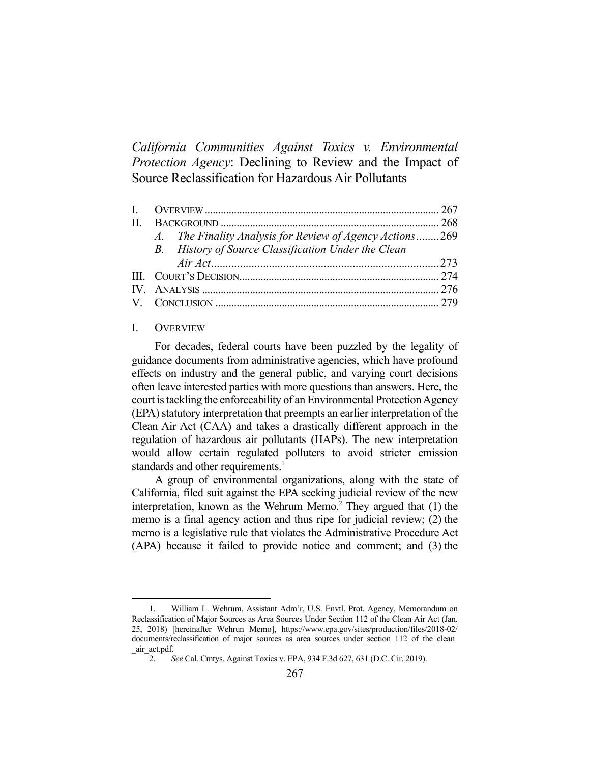# *California Communities Against Toxics v. Environmental Protection Agency*: Declining to Review and the Impact of Source Reclassification for Hazardous Air Pollutants

I. OVERVIEW ........................................................................................ 267
II. BACKGROUND .................................................................................. 268
  A. *The Finality Analysis for Review of Agency Actions* ........ 269
  B. *History of Source Classification Under the Clean Air Act* ................................................................................ 273
III. COURT'S DECISION .......................................................................... 274
IV. ANALYSIS ......................................................................................... 276
V. CONCLUSION .................................................................................... 279

## I. OVERVIEW

For decades, federal courts have been puzzled by the legality of guidance documents from administrative agencies, which have profound effects on industry and the general public, and varying court decisions often leave interested parties with more questions than answers. Here, the court is tackling the enforceability of an Environmental Protection Agency (EPA) statutory interpretation that preempts an earlier interpretation of the Clean Air Act (CAA) and takes a drastically different approach in the regulation of hazardous air pollutants (HAPs). The new interpretation would allow certain regulated polluters to avoid stricter emission standards and other requirements.[1]

A group of environmental organizations, along with the state of California, filed suit against the EPA seeking judicial review of the new interpretation, known as the Wehrum Memo.[2] They argued that (1) the memo is a final agency action and thus ripe for judicial review; (2) the memo is a legislative rule that violates the Administrative Procedure Act (APA) because it failed to provide notice and comment; and (3) the

---

1. William L. Wehrum, Assistant Adm'r, U.S. Envtl. Prot. Agency, Memorandum on Reclassification of Major Sources as Area Sources Under Section 112 of the Clean Air Act (Jan. 25, 2018) [hereinafter Wehrun Memo], https://www.epa.gov/sites/production/files/2018-02/documents/reclassification_of_major_sources_as_area_sources_under_section_112_of_the_clean_air_act.pdf.

2. *See* Cal. Cmtys. Against Toxics v. EPA, 934 F.3d 627, 631 (D.C. Cir. 2019).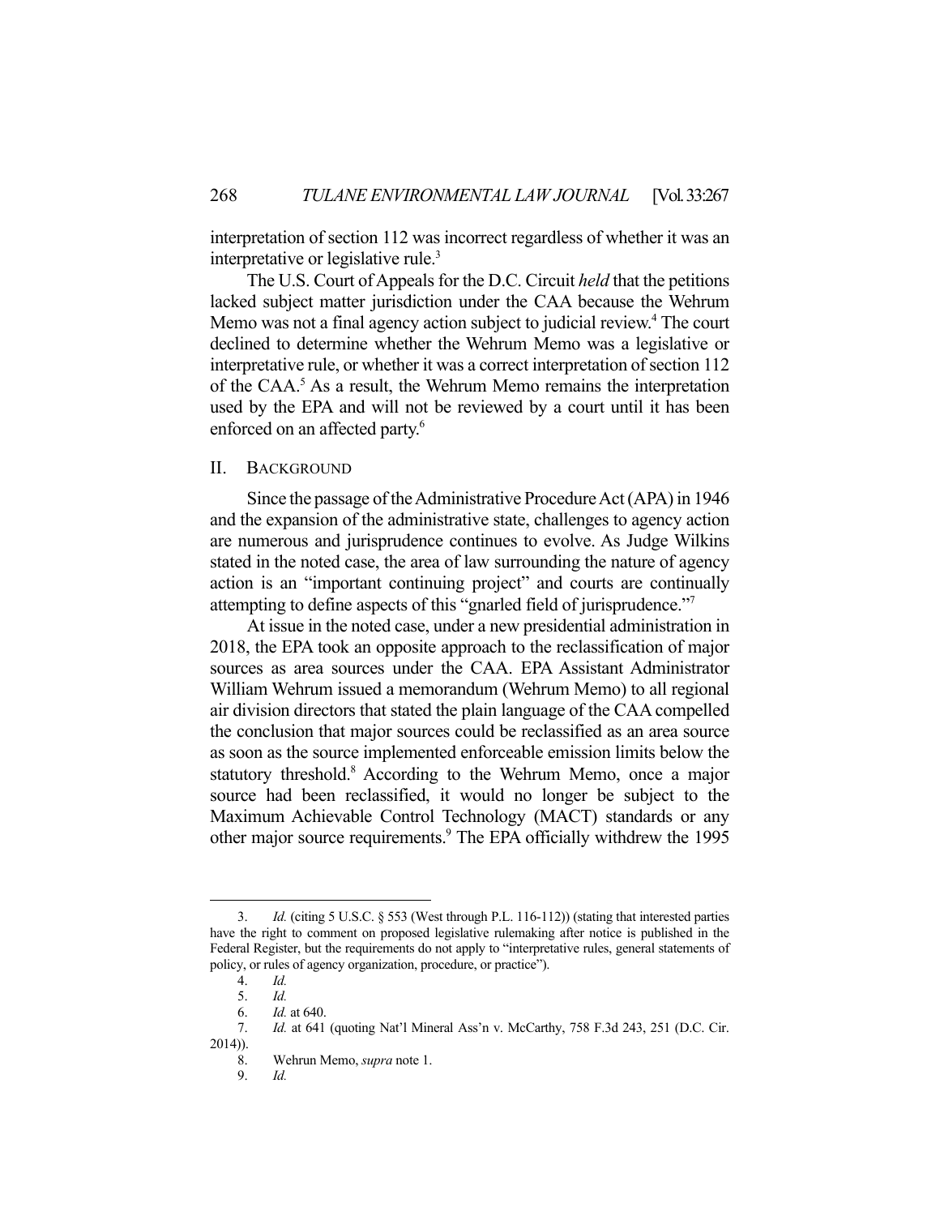interpretation of section 112 was incorrect regardless of whether it was an interpretative or legislative rule.[3]

The U.S. Court of Appeals for the D.C. Circuit *held* that the petitions lacked subject matter jurisdiction under the CAA because the Wehrum Memo was not a final agency action subject to judicial review.[4] The court declined to determine whether the Wehrum Memo was a legislative or interpretative rule, or whether it was a correct interpretation of section 112 of the CAA.[5] As a result, the Wehrum Memo remains the interpretation used by the EPA and will not be reviewed by a court until it has been enforced on an affected party.[6]

## II. Background

Since the passage of the Administrative Procedure Act (APA) in 1946 and the expansion of the administrative state, challenges to agency action are numerous and jurisprudence continues to evolve. As Judge Wilkins stated in the noted case, the area of law surrounding the nature of agency action is an "important continuing project" and courts are continually attempting to define aspects of this "gnarled field of jurisprudence."[7]

At issue in the noted case, under a new presidential administration in 2018, the EPA took an opposite approach to the reclassification of major sources as area sources under the CAA. EPA Assistant Administrator William Wehrum issued a memorandum (Wehrum Memo) to all regional air division directors that stated the plain language of the CAA compelled the conclusion that major sources could be reclassified as an area source as soon as the source implemented enforceable emission limits below the statutory threshold.[8] According to the Wehrum Memo, once a major source had been reclassified, it would no longer be subject to the Maximum Achievable Control Technology (MACT) standards or any other major source requirements.[9] The EPA officially withdrew the 1995

---

3. *Id.* (citing 5 U.S.C. § 553 (West through P.L. 116-112)) (stating that interested parties have the right to comment on proposed legislative rulemaking after notice is published in the Federal Register, but the requirements do not apply to "interpretative rules, general statements of policy, or rules of agency organization, procedure, or practice").

4. *Id.*

5. *Id.*

6. *Id.* at 640.

7. *Id.* at 641 (quoting Nat'l Mineral Ass'n v. McCarthy, 758 F.3d 243, 251 (D.C. Cir. 2014)).

8. Wehrun Memo, *supra* note 1.

9. *Id.*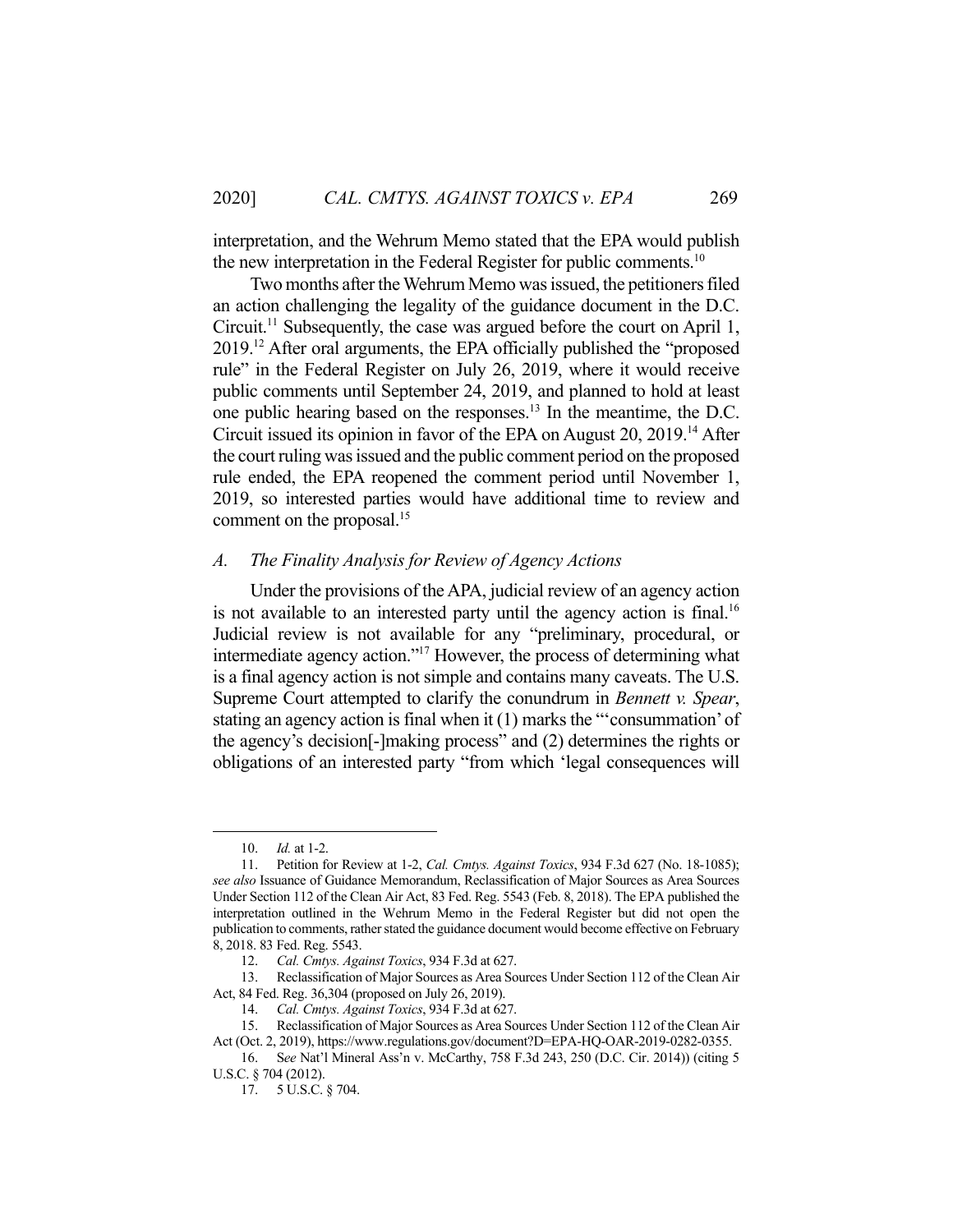interpretation, and the Wehrum Memo stated that the EPA would publish the new interpretation in the Federal Register for public comments.[10]

Two months after the Wehrum Memo was issued, the petitioners filed an action challenging the legality of the guidance document in the D.C. Circuit.[11] Subsequently, the case was argued before the court on April 1, 2019.[12] After oral arguments, the EPA officially published the "proposed rule" in the Federal Register on July 26, 2019, where it would receive public comments until September 24, 2019, and planned to hold at least one public hearing based on the responses.[13] In the meantime, the D.C. Circuit issued its opinion in favor of the EPA on August 20, 2019.[14] After the court ruling was issued and the public comment period on the proposed rule ended, the EPA reopened the comment period until November 1, 2019, so interested parties would have additional time to review and comment on the proposal.[15]

### *A. The Finality Analysis for Review of Agency Actions*

Under the provisions of the APA, judicial review of an agency action is not available to an interested party until the agency action is final.[16] Judicial review is not available for any "preliminary, procedural, or intermediate agency action."[17] However, the process of determining what is a final agency action is not simple and contains many caveats. The U.S. Supreme Court attempted to clarify the conundrum in *Bennett v. Spear*, stating an agency action is final when it (1) marks the "'consummation' of the agency's decision[-]making process" and (2) determines the rights or obligations of an interested party "from which 'legal consequences will

---

10. *Id.* at 1-2.

11. Petition for Review at 1-2, *Cal. Cmtys. Against Toxics*, 934 F.3d 627 (No. 18-1085); *see also* Issuance of Guidance Memorandum, Reclassification of Major Sources as Area Sources Under Section 112 of the Clean Air Act, 83 Fed. Reg. 5543 (Feb. 8, 2018). The EPA published the interpretation outlined in the Wehrum Memo in the Federal Register but did not open the publication to comments, rather stated the guidance document would become effective on February 8, 2018. 83 Fed. Reg. 5543.

12. *Cal. Cmtys. Against Toxics*, 934 F.3d at 627.

13. Reclassification of Major Sources as Area Sources Under Section 112 of the Clean Air Act, 84 Fed. Reg. 36,304 (proposed on July 26, 2019).

14. *Cal. Cmtys. Against Toxics*, 934 F.3d at 627.

15. Reclassification of Major Sources as Area Sources Under Section 112 of the Clean Air Act (Oct. 2, 2019), https://www.regulations.gov/document?D=EPA-HQ-OAR-2019-0282-0355.

16. S*ee* Nat'l Mineral Ass'n v. McCarthy, 758 F.3d 243, 250 (D.C. Cir. 2014)) (citing 5 U.S.C. § 704 (2012).

17. 5 U.S.C. § 704.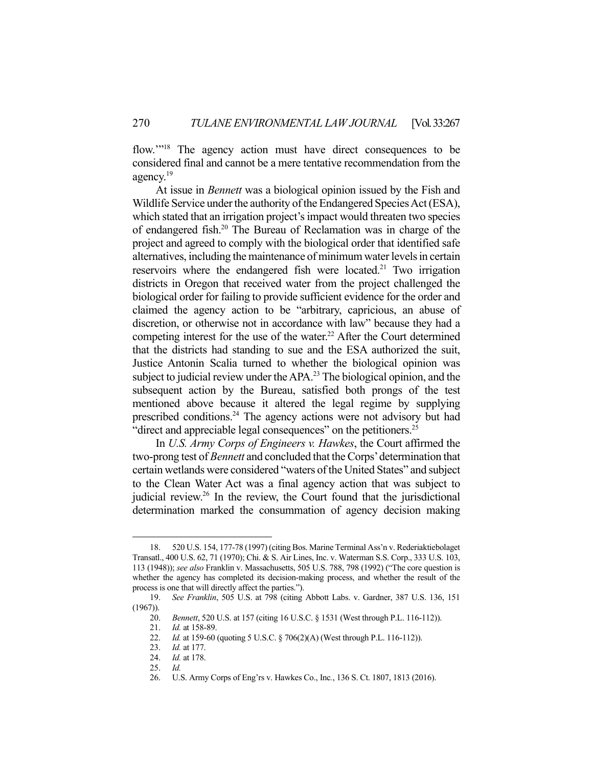flow.'"[18] The agency action must have direct consequences to be considered final and cannot be a mere tentative recommendation from the agency.[19]

At issue in *Bennett* was a biological opinion issued by the Fish and Wildlife Service under the authority of the Endangered Species Act (ESA), which stated that an irrigation project's impact would threaten two species of endangered fish.[20] The Bureau of Reclamation was in charge of the project and agreed to comply with the biological order that identified safe alternatives, including the maintenance of minimum water levels in certain reservoirs where the endangered fish were located.[21] Two irrigation districts in Oregon that received water from the project challenged the biological order for failing to provide sufficient evidence for the order and claimed the agency action to be "arbitrary, capricious, an abuse of discretion, or otherwise not in accordance with law" because they had a competing interest for the use of the water.[22] After the Court determined that the districts had standing to sue and the ESA authorized the suit, Justice Antonin Scalia turned to whether the biological opinion was subject to judicial review under the APA.[23] The biological opinion, and the subsequent action by the Bureau, satisfied both prongs of the test mentioned above because it altered the legal regime by supplying prescribed conditions.[24] The agency actions were not advisory but had "direct and appreciable legal consequences" on the petitioners.[25]

In *U.S. Army Corps of Engineers v. Hawkes*, the Court affirmed the two-prong test of *Bennett* and concluded that the Corps' determination that certain wetlands were considered "waters of the United States" and subject to the Clean Water Act was a final agency action that was subject to judicial review.[26] In the review, the Court found that the jurisdictional determination marked the consummation of agency decision making

---

18. 520 U.S. 154, 177-78 (1997) (citing Bos. Marine Terminal Ass'n v. Rederiaktiebolaget Transatl., 400 U.S. 62, 71 (1970); Chi. & S. Air Lines, Inc. v. Waterman S.S. Corp., 333 U.S. 103, 113 (1948)); *see also* Franklin v. Massachusetts, 505 U.S. 788, 798 (1992) ("The core question is whether the agency has completed its decision-making process, and whether the result of the process is one that will directly affect the parties.").

19. *See Franklin*, 505 U.S. at 798 (citing Abbott Labs. v. Gardner, 387 U.S. 136, 151 (1967)).

20. *Bennett*, 520 U.S. at 157 (citing 16 U.S.C. § 1531 (West through P.L. 116-112)).

21. *Id.* at 158-89.

22. *Id.* at 159-60 (quoting 5 U.S.C. § 706(2)(A) (West through P.L. 116-112)).

23. *Id.* at 177.

24. *Id.* at 178.

25. *Id.*

26. U.S. Army Corps of Eng'rs v. Hawkes Co., Inc., 136 S. Ct. 1807, 1813 (2016).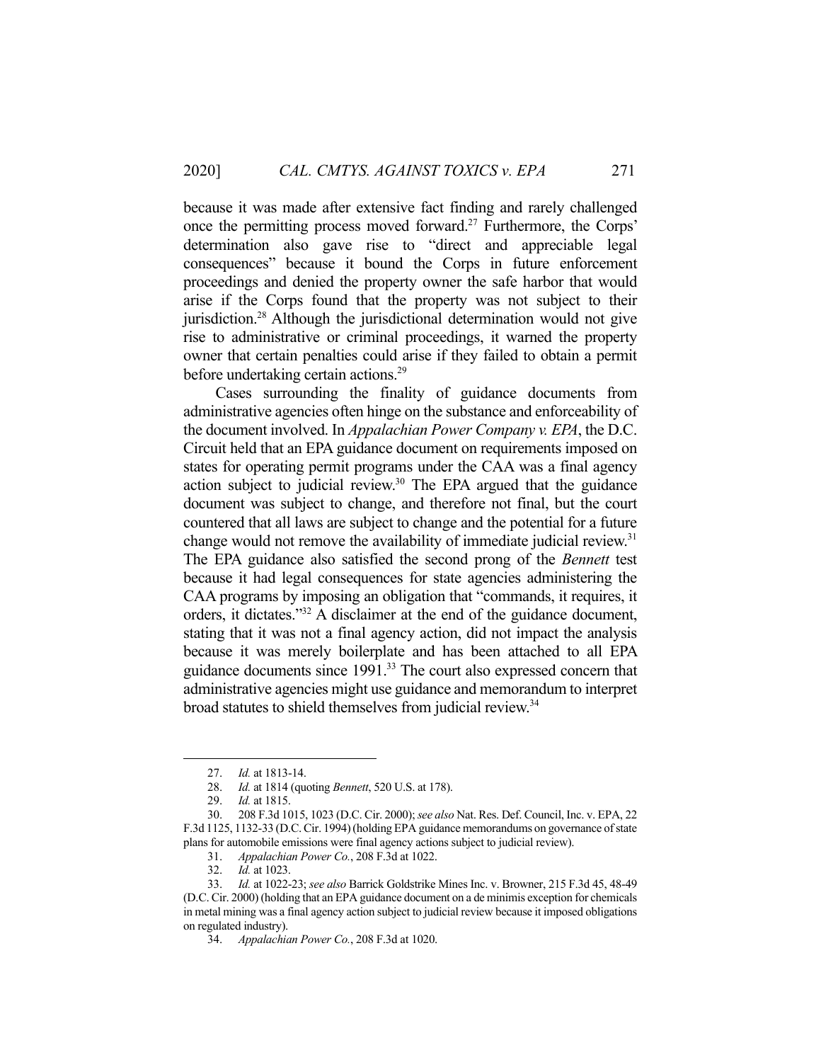because it was made after extensive fact finding and rarely challenged once the permitting process moved forward.[27] Furthermore, the Corps' determination also gave rise to "direct and appreciable legal consequences" because it bound the Corps in future enforcement proceedings and denied the property owner the safe harbor that would arise if the Corps found that the property was not subject to their jurisdiction.[28] Although the jurisdictional determination would not give rise to administrative or criminal proceedings, it warned the property owner that certain penalties could arise if they failed to obtain a permit before undertaking certain actions.[29]

Cases surrounding the finality of guidance documents from administrative agencies often hinge on the substance and enforceability of the document involved. In *Appalachian Power Company v. EPA*, the D.C. Circuit held that an EPA guidance document on requirements imposed on states for operating permit programs under the CAA was a final agency action subject to judicial review.[30] The EPA argued that the guidance document was subject to change, and therefore not final, but the court countered that all laws are subject to change and the potential for a future change would not remove the availability of immediate judicial review.[31] The EPA guidance also satisfied the second prong of the *Bennett* test because it had legal consequences for state agencies administering the CAA programs by imposing an obligation that "commands, it requires, it orders, it dictates."[32] A disclaimer at the end of the guidance document, stating that it was not a final agency action, did not impact the analysis because it was merely boilerplate and has been attached to all EPA guidance documents since 1991.[33] The court also expressed concern that administrative agencies might use guidance and memorandum to interpret broad statutes to shield themselves from judicial review.[34]

---

27. *Id.* at 1813-14.

28. *Id.* at 1814 (quoting *Bennett*, 520 U.S. at 178).

29. *Id.* at 1815.

30. 208 F.3d 1015, 1023 (D.C. Cir. 2000); *see also* Nat. Res. Def. Council, Inc. v. EPA, 22 F.3d 1125, 1132-33 (D.C. Cir. 1994) (holding EPA guidance memorandums on governance of state plans for automobile emissions were final agency actions subject to judicial review).

31. *Appalachian Power Co.*, 208 F.3d at 1022.

32. *Id.* at 1023.

33. *Id.* at 1022-23; *see also* Barrick Goldstrike Mines Inc. v. Browner, 215 F.3d 45, 48-49 (D.C. Cir. 2000) (holding that an EPA guidance document on a de minimis exception for chemicals in metal mining was a final agency action subject to judicial review because it imposed obligations on regulated industry).

34. *Appalachian Power Co.*, 208 F.3d at 1020.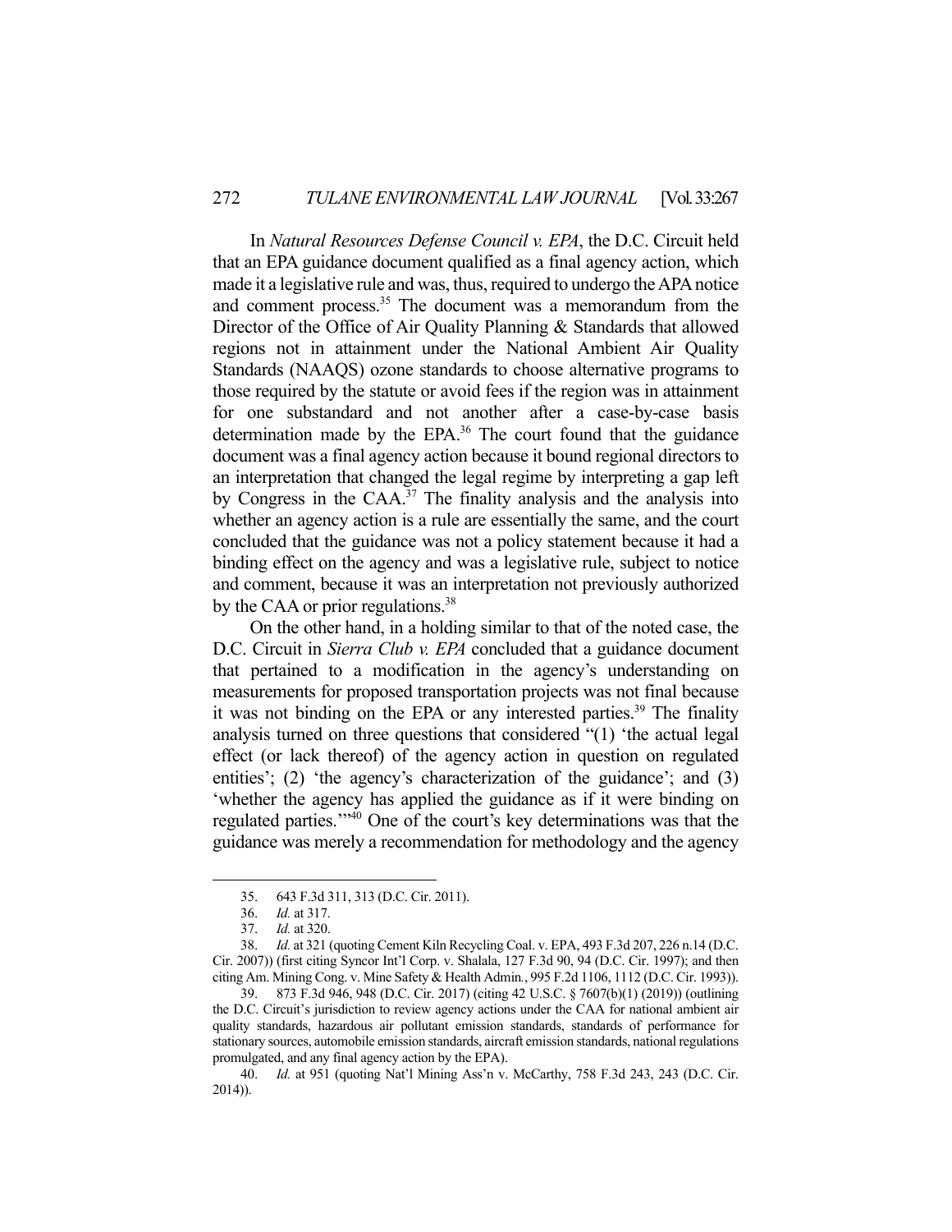In *Natural Resources Defense Council v. EPA*, the D.C. Circuit held that an EPA guidance document qualified as a final agency action, which made it a legislative rule and was, thus, required to undergo the APA notice and comment process.[35] The document was a memorandum from the Director of the Office of Air Quality Planning & Standards that allowed regions not in attainment under the National Ambient Air Quality Standards (NAAQS) ozone standards to choose alternative programs to those required by the statute or avoid fees if the region was in attainment for one substandard and not another after a case-by-case basis determination made by the EPA.[36] The court found that the guidance document was a final agency action because it bound regional directors to an interpretation that changed the legal regime by interpreting a gap left by Congress in the CAA.[37] The finality analysis and the analysis into whether an agency action is a rule are essentially the same, and the court concluded that the guidance was not a policy statement because it had a binding effect on the agency and was a legislative rule, subject to notice and comment, because it was an interpretation not previously authorized by the CAA or prior regulations.[38]

On the other hand, in a holding similar to that of the noted case, the D.C. Circuit in *Sierra Club v. EPA* concluded that a guidance document that pertained to a modification in the agency's understanding on measurements for proposed transportation projects was not final because it was not binding on the EPA or any interested parties.[39] The finality analysis turned on three questions that considered "(1) 'the actual legal effect (or lack thereof) of the agency action in question on regulated entities'; (2) 'the agency's characterization of the guidance'; and (3) 'whether the agency has applied the guidance as if it were binding on regulated parties.'"[40] One of the court's key determinations was that the guidance was merely a recommendation for methodology and the agency

---

35. 643 F.3d 311, 313 (D.C. Cir. 2011).

36. *Id.* at 317.

37. *Id.* at 320.

38. *Id.* at 321 (quoting Cement Kiln Recycling Coal. v. EPA, 493 F.3d 207, 226 n.14 (D.C. Cir. 2007)) (first citing Syncor Int'l Corp. v. Shalala, 127 F.3d 90, 94 (D.C. Cir. 1997); and then citing Am. Mining Cong. v. Mine Safety & Health Admin., 995 F.2d 1106, 1112 (D.C. Cir. 1993)).

39. 873 F.3d 946, 948 (D.C. Cir. 2017) (citing 42 U.S.C. § 7607(b)(1) (2019)) (outlining the D.C. Circuit's jurisdiction to review agency actions under the CAA for national ambient air quality standards, hazardous air pollutant emission standards, standards of performance for stationary sources, automobile emission standards, aircraft emission standards, national regulations promulgated, and any final agency action by the EPA).

40. *Id.* at 951 (quoting Nat'l Mining Ass'n v. McCarthy, 758 F.3d 243, 243 (D.C. Cir. 2014)).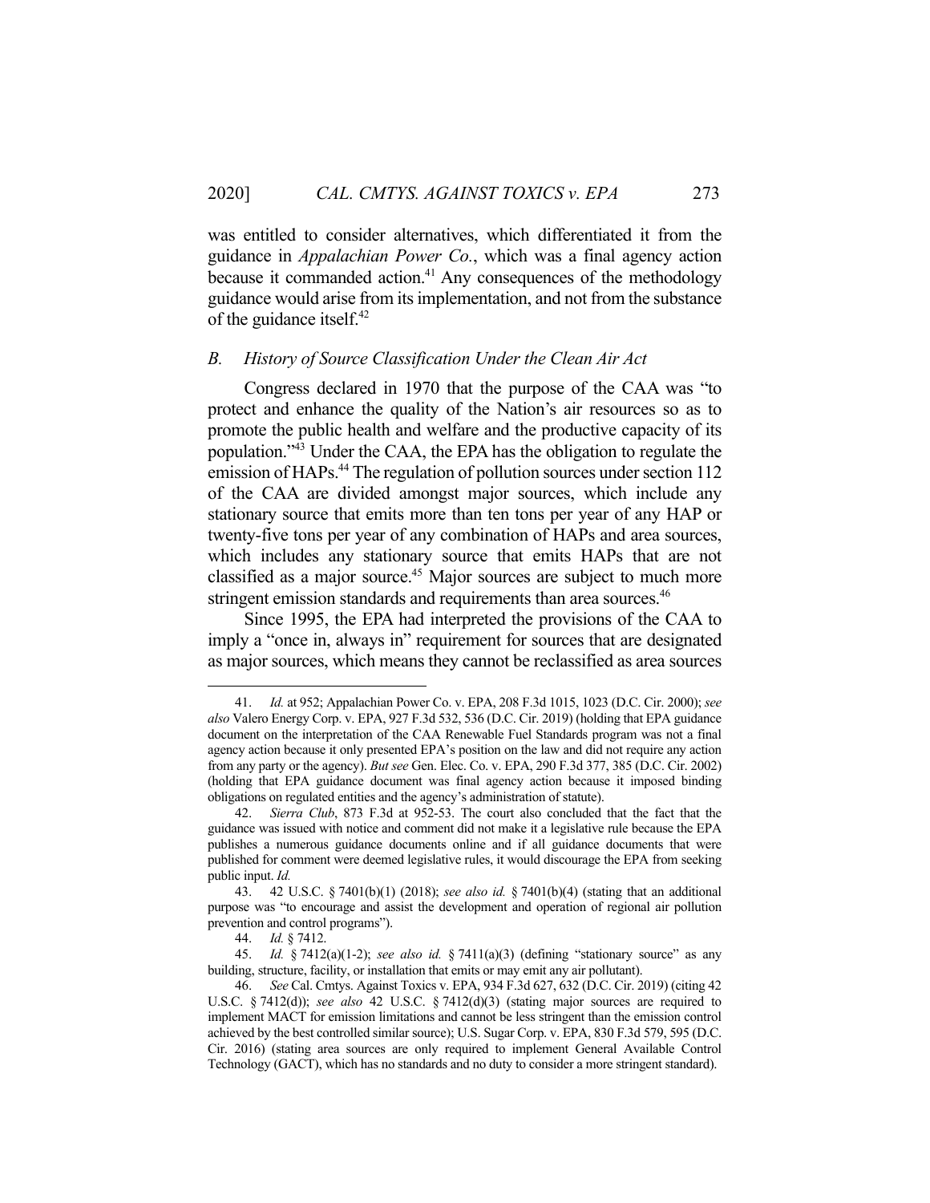was entitled to consider alternatives, which differentiated it from the guidance in *Appalachian Power Co.*, which was a final agency action because it commanded action.[41] Any consequences of the methodology guidance would arise from its implementation, and not from the substance of the guidance itself.[42]

### *B. History of Source Classification Under the Clean Air Act*

Congress declared in 1970 that the purpose of the CAA was "to protect and enhance the quality of the Nation's air resources so as to promote the public health and welfare and the productive capacity of its population."[43] Under the CAA, the EPA has the obligation to regulate the emission of HAPs.[44] The regulation of pollution sources under section 112 of the CAA are divided amongst major sources, which include any stationary source that emits more than ten tons per year of any HAP or twenty-five tons per year of any combination of HAPs and area sources, which includes any stationary source that emits HAPs that are not classified as a major source.[45] Major sources are subject to much more stringent emission standards and requirements than area sources.[46]

Since 1995, the EPA had interpreted the provisions of the CAA to imply a "once in, always in" requirement for sources that are designated as major sources, which means they cannot be reclassified as area sources

---

41. *Id.* at 952; Appalachian Power Co. v. EPA, 208 F.3d 1015, 1023 (D.C. Cir. 2000); *see also* Valero Energy Corp. v. EPA, 927 F.3d 532, 536 (D.C. Cir. 2019) (holding that EPA guidance document on the interpretation of the CAA Renewable Fuel Standards program was not a final agency action because it only presented EPA's position on the law and did not require any action from any party or the agency). *But see* Gen. Elec. Co. v. EPA, 290 F.3d 377, 385 (D.C. Cir. 2002) (holding that EPA guidance document was final agency action because it imposed binding obligations on regulated entities and the agency's administration of statute).

42. *Sierra Club*, 873 F.3d at 952-53. The court also concluded that the fact that the guidance was issued with notice and comment did not make it a legislative rule because the EPA publishes a numerous guidance documents online and if all guidance documents that were published for comment were deemed legislative rules, it would discourage the EPA from seeking public input. *Id.*

43. 42 U.S.C. § 7401(b)(1) (2018); *see also id.* § 7401(b)(4) (stating that an additional purpose was "to encourage and assist the development and operation of regional air pollution prevention and control programs").

44. *Id.* § 7412.

45. *Id.* § 7412(a)(1-2); *see also id.* § 7411(a)(3) (defining "stationary source" as any building, structure, facility, or installation that emits or may emit any air pollutant).

46. *See* Cal. Cmtys. Against Toxics v. EPA, 934 F.3d 627, 632 (D.C. Cir. 2019) (citing 42 U.S.C. § 7412(d)); *see also* 42 U.S.C. § 7412(d)(3) (stating major sources are required to implement MACT for emission limitations and cannot be less stringent than the emission control achieved by the best controlled similar source); U.S. Sugar Corp. v. EPA, 830 F.3d 579, 595 (D.C. Cir. 2016) (stating area sources are only required to implement General Available Control Technology (GACT), which has no standards and no duty to consider a more stringent standard).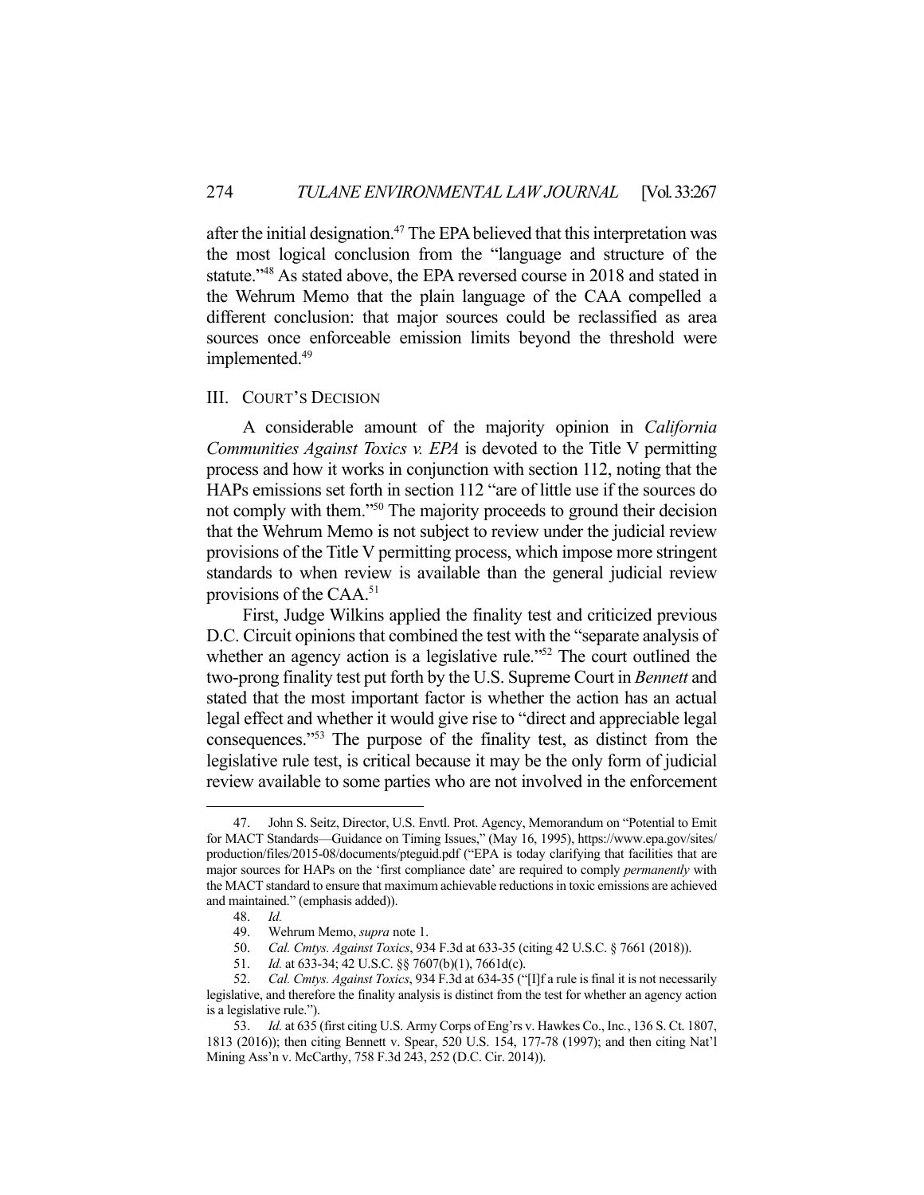after the initial designation.[47] The EPA believed that this interpretation was the most logical conclusion from the "language and structure of the statute."[48] As stated above, the EPA reversed course in 2018 and stated in the Wehrum Memo that the plain language of the CAA compelled a different conclusion: that major sources could be reclassified as area sources once enforceable emission limits beyond the threshold were implemented.[49]

## III. COURT'S DECISION

A considerable amount of the majority opinion in *California Communities Against Toxics v. EPA* is devoted to the Title V permitting process and how it works in conjunction with section 112, noting that the HAPs emissions set forth in section 112 "are of little use if the sources do not comply with them."[50] The majority proceeds to ground their decision that the Wehrum Memo is not subject to review under the judicial review provisions of the Title V permitting process, which impose more stringent standards to when review is available than the general judicial review provisions of the CAA.[51]

First, Judge Wilkins applied the finality test and criticized previous D.C. Circuit opinions that combined the test with the "separate analysis of whether an agency action is a legislative rule."[52] The court outlined the two-prong finality test put forth by the U.S. Supreme Court in *Bennett* and stated that the most important factor is whether the action has an actual legal effect and whether it would give rise to "direct and appreciable legal consequences."[53] The purpose of the finality test, as distinct from the legislative rule test, is critical because it may be the only form of judicial review available to some parties who are not involved in the enforcement

---

47. John S. Seitz, Director, U.S. Envtl. Prot. Agency, Memorandum on "Potential to Emit for MACT Standards—Guidance on Timing Issues," (May 16, 1995), https://www.epa.gov/sites/production/files/2015-08/documents/pteguid.pdf ("EPA is today clarifying that facilities that are major sources for HAPs on the 'first compliance date' are required to comply *permanently* with the MACT standard to ensure that maximum achievable reductions in toxic emissions are achieved and maintained." (emphasis added)).

48. *Id.*

49. Wehrum Memo, *supra* note 1.

50. *Cal. Cmtys. Against Toxics*, 934 F.3d at 633-35 (citing 42 U.S.C. § 7661 (2018)).

51. *Id.* at 633-34; 42 U.S.C. §§ 7607(b)(1), 7661d(c).

52. *Cal. Cmtys. Against Toxics*, 934 F.3d at 634-35 ("[I]f a rule is final it is not necessarily legislative, and therefore the finality analysis is distinct from the test for whether an agency action is a legislative rule.").

53. *Id.* at 635 (first citing U.S. Army Corps of Eng'rs v. Hawkes Co., Inc., 136 S. Ct. 1807, 1813 (2016)); then citing Bennett v. Spear, 520 U.S. 154, 177-78 (1997); and then citing Nat'l Mining Ass'n v. McCarthy, 758 F.3d 243, 252 (D.C. Cir. 2014)).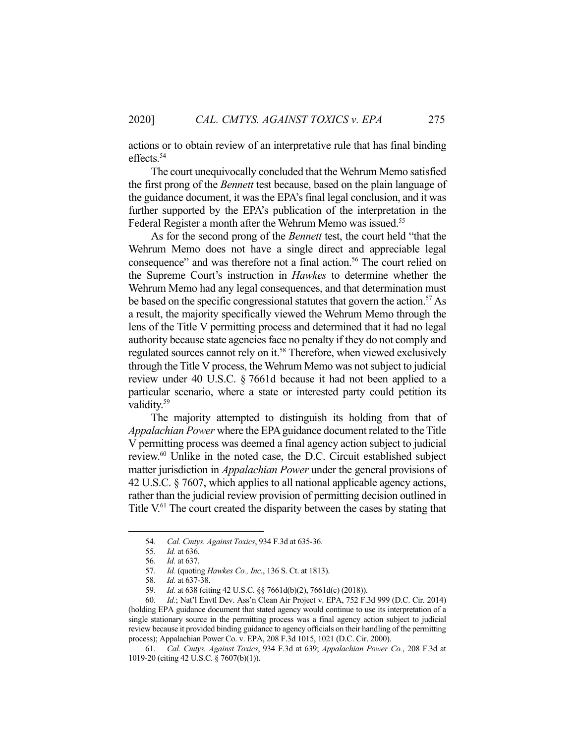actions or to obtain review of an interpretative rule that has final binding effects.[54]

The court unequivocally concluded that the Wehrum Memo satisfied the first prong of the *Bennett* test because, based on the plain language of the guidance document, it was the EPA's final legal conclusion, and it was further supported by the EPA's publication of the interpretation in the Federal Register a month after the Wehrum Memo was issued.[55]

As for the second prong of the *Bennett* test, the court held "that the Wehrum Memo does not have a single direct and appreciable legal consequence" and was therefore not a final action.[56] The court relied on the Supreme Court's instruction in *Hawkes* to determine whether the Wehrum Memo had any legal consequences, and that determination must be based on the specific congressional statutes that govern the action.[57] As a result, the majority specifically viewed the Wehrum Memo through the lens of the Title V permitting process and determined that it had no legal authority because state agencies face no penalty if they do not comply and regulated sources cannot rely on it.[58] Therefore, when viewed exclusively through the Title V process, the Wehrum Memo was not subject to judicial review under 40 U.S.C. § 7661d because it had not been applied to a particular scenario, where a state or interested party could petition its validity.[59]

The majority attempted to distinguish its holding from that of *Appalachian Power* where the EPA guidance document related to the Title V permitting process was deemed a final agency action subject to judicial review.[60] Unlike in the noted case, the D.C. Circuit established subject matter jurisdiction in *Appalachian Power* under the general provisions of 42 U.S.C. § 7607, which applies to all national applicable agency actions, rather than the judicial review provision of permitting decision outlined in Title V.[61] The court created the disparity between the cases by stating that

---

54. *Cal. Cmtys. Against Toxics*, 934 F.3d at 635-36.

55. *Id.* at 636.

56. *Id.* at 637.

57. *Id.* (quoting *Hawkes Co., Inc.*, 136 S. Ct. at 1813).

58. *Id.* at 637-38.

59. *Id.* at 638 (citing 42 U.S.C. §§ 7661d(b)(2), 7661d(c) (2018)).

60. *Id.*; Nat'l Envtl Dev. Ass'n Clean Air Project v. EPA, 752 F.3d 999 (D.C. Cir. 2014) (holding EPA guidance document that stated agency would continue to use its interpretation of a single stationary source in the permitting process was a final agency action subject to judicial review because it provided binding guidance to agency officials on their handling of the permitting process); Appalachian Power Co. v. EPA, 208 F.3d 1015, 1021 (D.C. Cir. 2000).

61. *Cal. Cmtys. Against Toxics*, 934 F.3d at 639; *Appalachian Power Co.*, 208 F.3d at 1019-20 (citing 42 U.S.C. § 7607(b)(1)).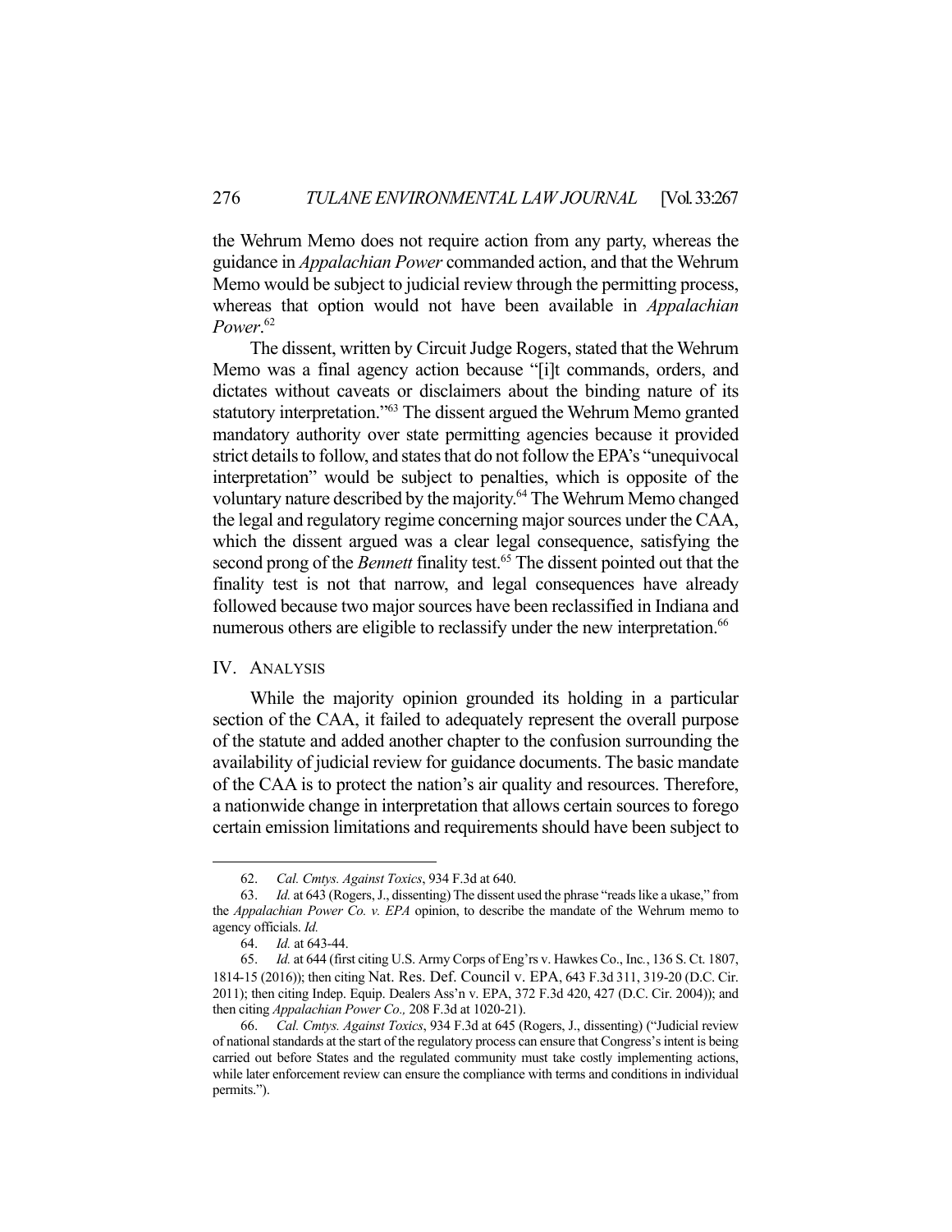the Wehrum Memo does not require action from any party, whereas the guidance in *Appalachian Power* commanded action, and that the Wehrum Memo would be subject to judicial review through the permitting process, whereas that option would not have been available in *Appalachian Power*.[62]

The dissent, written by Circuit Judge Rogers, stated that the Wehrum Memo was a final agency action because "[i]t commands, orders, and dictates without caveats or disclaimers about the binding nature of its statutory interpretation."[63] The dissent argued the Wehrum Memo granted mandatory authority over state permitting agencies because it provided strict details to follow, and states that do not follow the EPA's "unequivocal interpretation" would be subject to penalties, which is opposite of the voluntary nature described by the majority.[64] The Wehrum Memo changed the legal and regulatory regime concerning major sources under the CAA, which the dissent argued was a clear legal consequence, satisfying the second prong of the *Bennett* finality test.[65] The dissent pointed out that the finality test is not that narrow, and legal consequences have already followed because two major sources have been reclassified in Indiana and numerous others are eligible to reclassify under the new interpretation.[66]

## IV. Analysis

While the majority opinion grounded its holding in a particular section of the CAA, it failed to adequately represent the overall purpose of the statute and added another chapter to the confusion surrounding the availability of judicial review for guidance documents. The basic mandate of the CAA is to protect the nation's air quality and resources. Therefore, a nationwide change in interpretation that allows certain sources to forego certain emission limitations and requirements should have been subject to

---

62. *Cal. Cmtys. Against Toxics*, 934 F.3d at 640.

63. *Id.* at 643 (Rogers, J., dissenting) The dissent used the phrase "reads like a ukase," from the *Appalachian Power Co. v. EPA* opinion, to describe the mandate of the Wehrum memo to agency officials. *Id.*

64. *Id.* at 643-44.

65. *Id.* at 644 (first citing U.S. Army Corps of Eng'rs v. Hawkes Co., Inc., 136 S. Ct. 1807, 1814-15 (2016)); then citing Nat. Res. Def. Council v. EPA, 643 F.3d 311, 319-20 (D.C. Cir. 2011); then citing Indep. Equip. Dealers Ass'n v. EPA, 372 F.3d 420, 427 (D.C. Cir. 2004)); and then citing *Appalachian Power Co.,* 208 F.3d at 1020-21).

66. *Cal. Cmtys. Against Toxics*, 934 F.3d at 645 (Rogers, J., dissenting) ("Judicial review of national standards at the start of the regulatory process can ensure that Congress's intent is being carried out before States and the regulated community must take costly implementing actions, while later enforcement review can ensure the compliance with terms and conditions in individual permits.").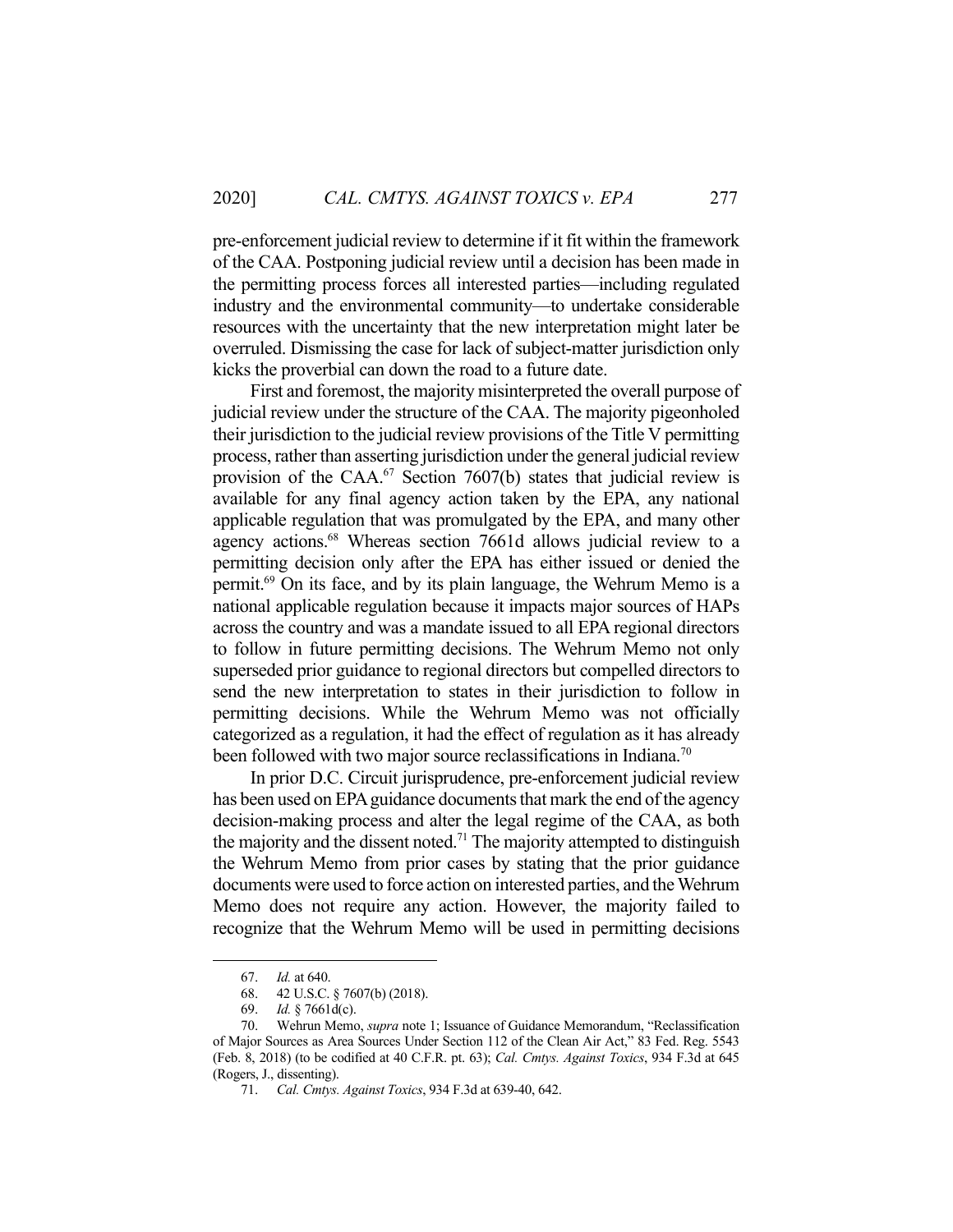pre-enforcement judicial review to determine if it fit within the framework of the CAA. Postponing judicial review until a decision has been made in the permitting process forces all interested parties—including regulated industry and the environmental community—to undertake considerable resources with the uncertainty that the new interpretation might later be overruled. Dismissing the case for lack of subject-matter jurisdiction only kicks the proverbial can down the road to a future date.

First and foremost, the majority misinterpreted the overall purpose of judicial review under the structure of the CAA. The majority pigeonholed their jurisdiction to the judicial review provisions of the Title V permitting process, rather than asserting jurisdiction under the general judicial review provision of the CAA.[67] Section 7607(b) states that judicial review is available for any final agency action taken by the EPA, any national applicable regulation that was promulgated by the EPA, and many other agency actions.[68] Whereas section 7661d allows judicial review to a permitting decision only after the EPA has either issued or denied the permit.[69] On its face, and by its plain language, the Wehrum Memo is a national applicable regulation because it impacts major sources of HAPs across the country and was a mandate issued to all EPA regional directors to follow in future permitting decisions. The Wehrum Memo not only superseded prior guidance to regional directors but compelled directors to send the new interpretation to states in their jurisdiction to follow in permitting decisions. While the Wehrum Memo was not officially categorized as a regulation, it had the effect of regulation as it has already been followed with two major source reclassifications in Indiana.[70]

In prior D.C. Circuit jurisprudence, pre-enforcement judicial review has been used on EPA guidance documents that mark the end of the agency decision-making process and alter the legal regime of the CAA, as both the majority and the dissent noted.[71] The majority attempted to distinguish the Wehrum Memo from prior cases by stating that the prior guidance documents were used to force action on interested parties, and the Wehrum Memo does not require any action. However, the majority failed to recognize that the Wehrum Memo will be used in permitting decisions

---

67. *Id.* at 640.

68. 42 U.S.C. § 7607(b) (2018).

69. *Id.* § 7661d(c).

70. Wehrun Memo, *supra* note 1; Issuance of Guidance Memorandum, "Reclassification of Major Sources as Area Sources Under Section 112 of the Clean Air Act," 83 Fed. Reg. 5543 (Feb. 8, 2018) (to be codified at 40 C.F.R. pt. 63); *Cal. Cmtys. Against Toxics*, 934 F.3d at 645 (Rogers, J., dissenting).

71. *Cal. Cmtys. Against Toxics*, 934 F.3d at 639-40, 642.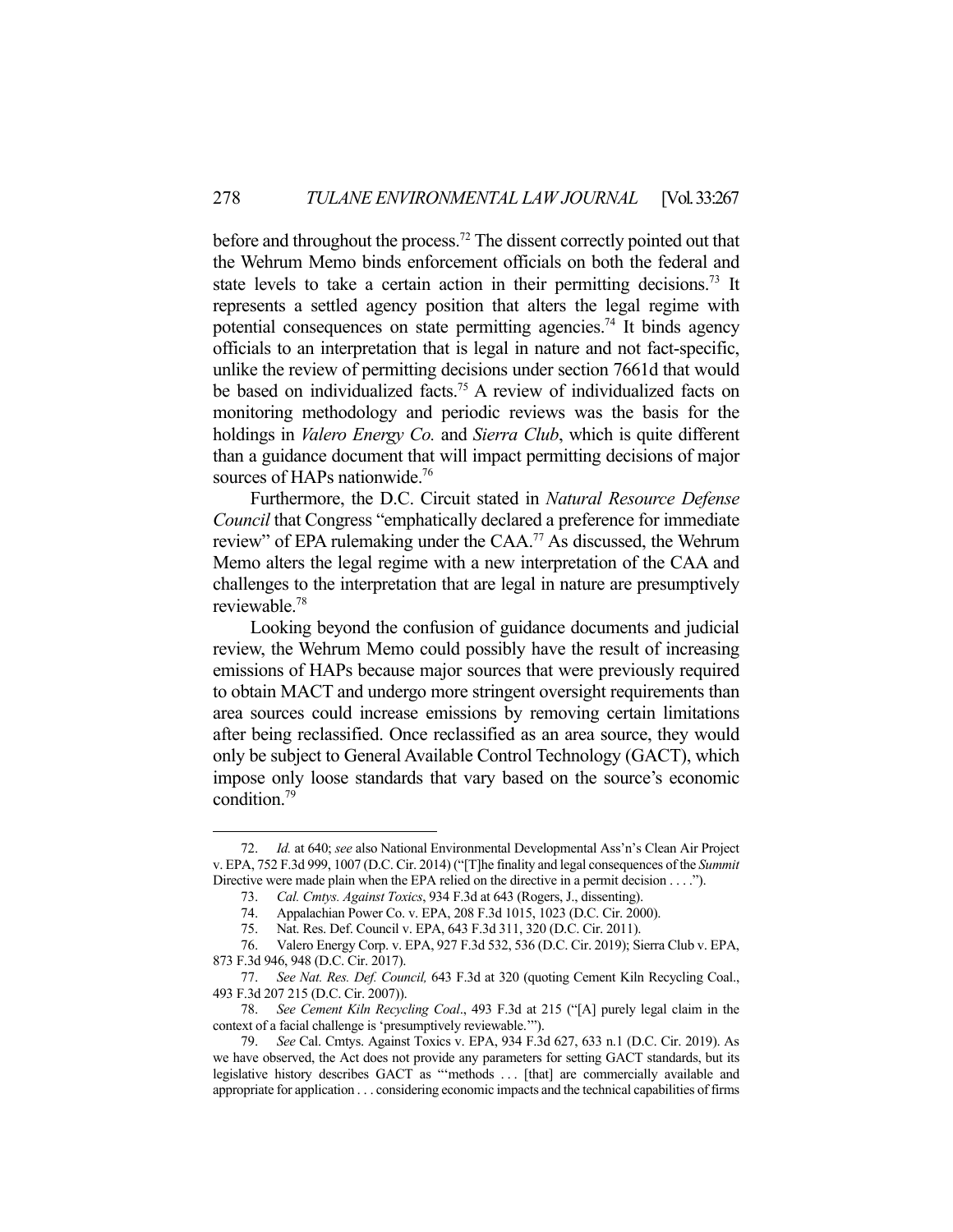before and throughout the process.[72] The dissent correctly pointed out that the Wehrum Memo binds enforcement officials on both the federal and state levels to take a certain action in their permitting decisions.[73] It represents a settled agency position that alters the legal regime with potential consequences on state permitting agencies.[74] It binds agency officials to an interpretation that is legal in nature and not fact-specific, unlike the review of permitting decisions under section 7661d that would be based on individualized facts.[75] A review of individualized facts on monitoring methodology and periodic reviews was the basis for the holdings in *Valero Energy Co.* and *Sierra Club*, which is quite different than a guidance document that will impact permitting decisions of major sources of HAPs nationwide.[76]

Furthermore, the D.C. Circuit stated in *Natural Resource Defense Council* that Congress "emphatically declared a preference for immediate review" of EPA rulemaking under the CAA.[77] As discussed, the Wehrum Memo alters the legal regime with a new interpretation of the CAA and challenges to the interpretation that are legal in nature are presumptively reviewable.[78]

Looking beyond the confusion of guidance documents and judicial review, the Wehrum Memo could possibly have the result of increasing emissions of HAPs because major sources that were previously required to obtain MACT and undergo more stringent oversight requirements than area sources could increase emissions by removing certain limitations after being reclassified. Once reclassified as an area source, they would only be subject to General Available Control Technology (GACT), which impose only loose standards that vary based on the source's economic condition.[79]

---

72. *Id.* at 640; *see* also National Environmental Developmental Ass'n's Clean Air Project v. EPA, 752 F.3d 999, 1007 (D.C. Cir. 2014) ("[T]he finality and legal consequences of the *Summit* Directive were made plain when the EPA relied on the directive in a permit decision . . . .").

73. *Cal. Cmtys. Against Toxics*, 934 F.3d at 643 (Rogers, J., dissenting).

74. Appalachian Power Co. v. EPA, 208 F.3d 1015, 1023 (D.C. Cir. 2000).

75. Nat. Res. Def. Council v. EPA, 643 F.3d 311, 320 (D.C. Cir. 2011).

76. Valero Energy Corp. v. EPA, 927 F.3d 532, 536 (D.C. Cir. 2019); Sierra Club v. EPA, 873 F.3d 946, 948 (D.C. Cir. 2017).

77. *See Nat. Res. Def. Council,* 643 F.3d at 320 (quoting Cement Kiln Recycling Coal., 493 F.3d 207 215 (D.C. Cir. 2007)).

78. *See Cement Kiln Recycling Coal*., 493 F.3d at 215 ("[A] purely legal claim in the context of a facial challenge is 'presumptively reviewable.'").

79. *See* Cal. Cmtys. Against Toxics v. EPA, 934 F.3d 627, 633 n.1 (D.C. Cir. 2019). As we have observed, the Act does not provide any parameters for setting GACT standards, but its legislative history describes GACT as "'methods . . . [that] are commercially available and appropriate for application . . . considering economic impacts and the technical capabilities of firms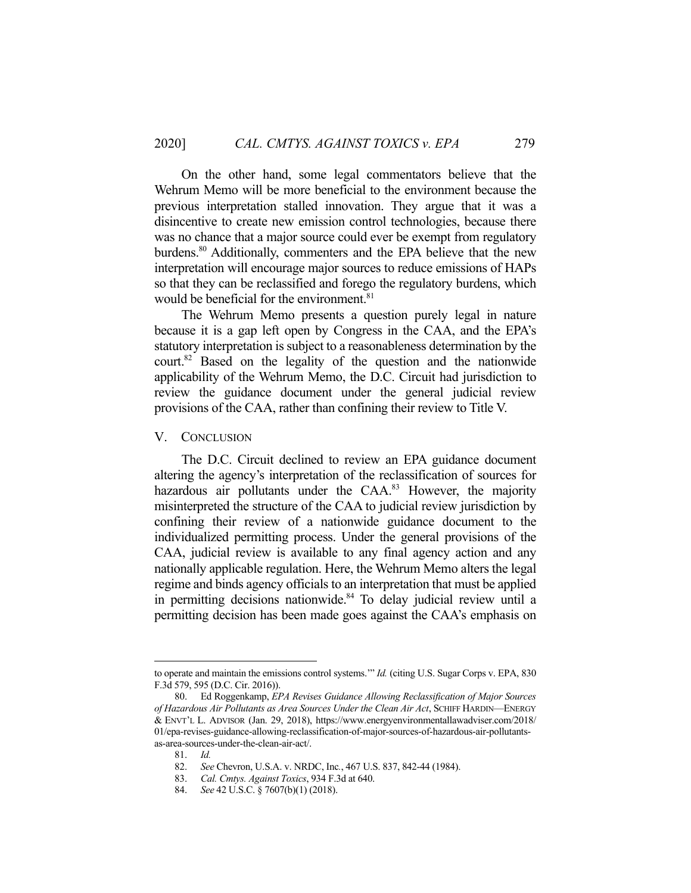On the other hand, some legal commentators believe that the Wehrum Memo will be more beneficial to the environment because the previous interpretation stalled innovation. They argue that it was a disincentive to create new emission control technologies, because there was no chance that a major source could ever be exempt from regulatory burdens.[80] Additionally, commenters and the EPA believe that the new interpretation will encourage major sources to reduce emissions of HAPs so that they can be reclassified and forego the regulatory burdens, which would be beneficial for the environment.[81]

The Wehrum Memo presents a question purely legal in nature because it is a gap left open by Congress in the CAA, and the EPA's statutory interpretation is subject to a reasonableness determination by the court.[82] Based on the legality of the question and the nationwide applicability of the Wehrum Memo, the D.C. Circuit had jurisdiction to review the guidance document under the general judicial review provisions of the CAA, rather than confining their review to Title V.

## V. CONCLUSION

The D.C. Circuit declined to review an EPA guidance document altering the agency's interpretation of the reclassification of sources for hazardous air pollutants under the CAA.[83] However, the majority misinterpreted the structure of the CAA to judicial review jurisdiction by confining their review of a nationwide guidance document to the individualized permitting process. Under the general provisions of the CAA, judicial review is available to any final agency action and any nationally applicable regulation. Here, the Wehrum Memo alters the legal regime and binds agency officials to an interpretation that must be applied in permitting decisions nationwide.[84] To delay judicial review until a permitting decision has been made goes against the CAA's emphasis on

---

to operate and maintain the emissions control systems.'" *Id.* (citing U.S. Sugar Corps v. EPA, 830 F.3d 579, 595 (D.C. Cir. 2016)).

80. Ed Roggenkamp, *EPA Revises Guidance Allowing Reclassification of Major Sources of Hazardous Air Pollutants as Area Sources Under the Clean Air Act*, SCHIFF HARDIN—ENERGY & ENVT'L L. ADVISOR (Jan. 29, 2018), https://www.energyenvironmentallawadviser.com/2018/01/epa-revises-guidance-allowing-reclassification-of-major-sources-of-hazardous-air-pollutants-as-area-sources-under-the-clean-air-act/.

81. *Id.*

82. *See* Chevron, U.S.A. v. NRDC, Inc., 467 U.S. 837, 842-44 (1984).

83. *Cal. Cmtys. Against Toxics*, 934 F.3d at 640.

84. *See* 42 U.S.C. § 7607(b)(1) (2018).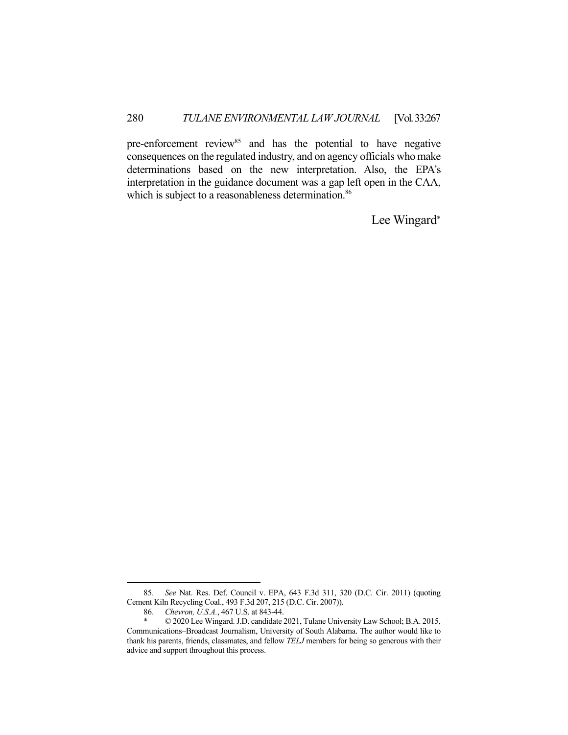pre-enforcement review[85] and has the potential to have negative consequences on the regulated industry, and on agency officials who make determinations based on the new interpretation. Also, the EPA's interpretation in the guidance document was a gap left open in the CAA, which is subject to a reasonableness determination.[86]

Lee Wingard[*]

---

85. *See* Nat. Res. Def. Council v. EPA, 643 F.3d 311, 320 (D.C. Cir. 2011) (quoting Cement Kiln Recycling Coal., 493 F.3d 207, 215 (D.C. Cir. 2007)).

86. *Chevron, U.S.A.*, 467 U.S. at 843-44.

\* © 2020 Lee Wingard. J.D. candidate 2021, Tulane University Law School; B.A. 2015, Communications–Broadcast Journalism, University of South Alabama. The author would like to thank his parents, friends, classmates, and fellow *TELJ* members for being so generous with their advice and support throughout this process.